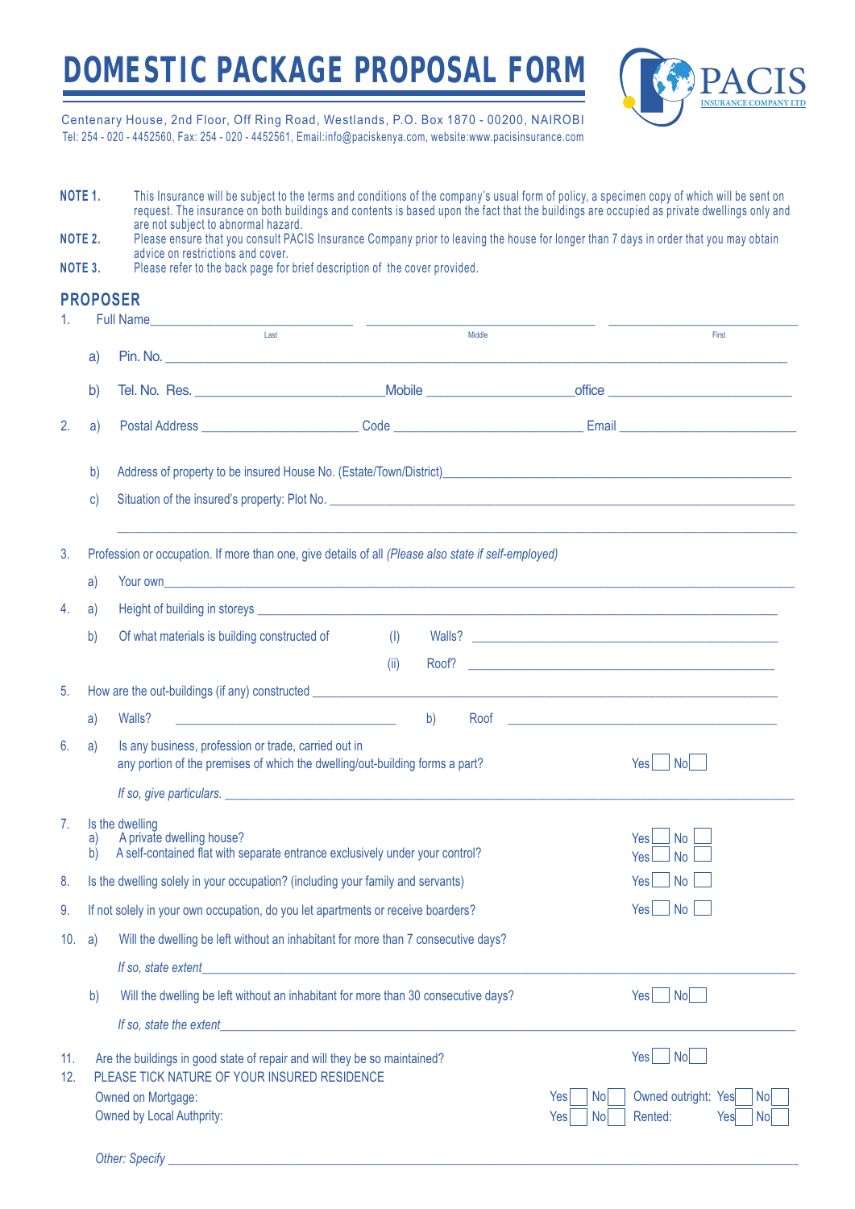# DOMESTIC PACKAGE PROPOSAL FORM

PACIS
INSURANCE COMPANY LTD

Centenary House, 2nd Floor, Off Ring Road, Westlands, P.O. Box 1870 - 00200, NAIROBI
Tel: 254 - 020 - 4452560, Fax: 254 - 020 - 4452561, Email:info@paciskenya.com, website:www.pacisinsurance.com

**NOTE 1.** This Insurance will be subject to the terms and conditions of the company's usual form of policy, a specimen copy of which will be sent on request. The insurance on both buildings and contents is based upon the fact that the buildings are occupied as private dwellings only and are not subject to abnormal hazard.

**NOTE 2.** Please ensure that you consult PACIS Insurance Company prior to leaving the house for longer than 7 days in order that you may obtain advice on restrictions and cover.

**NOTE 3.** Please refer to the back page for brief description of the cover provided.

## PROPOSER

1. Full Name______________________________ ______________________________ ______________________________
   Last / Middle / First
   a) Pin. No. ______________________________
   b) Tel. No. Res. ____________________ Mobile ____________________ office ____________________
2. a) Postal Address ____________________ Code ____________________ Email ____________________
   b) Address of property to be insured House No. (Estate/Town/District)______________________________
   c) Situation of the insured's property: Plot No. ______________________________
   ______________________________
3. Profession or occupation. If more than one, give details of all *(Please also state if self-employed)*
   a) Your own______________________________
4. a) Height of building in storeys ______________________________
   b) Of what materials is building constructed of (I) Walls? ______________________________
   (ii) Roof? ______________________________
5. How are the out-buildings (if any) constructed ______________________________
   a) Walls? ____________________ b) Roof ____________________
6. a) Is any business, profession or trade, carried out in any portion of the premises of which the dwelling/out-building forms a part? Yes ☐ No ☐
   *If so, give particulars.* ______________________________
7. Is the dwelling
   a) A private dwelling house? Yes ☐ No ☐
   b) A self-contained flat with separate entrance exclusively under your control? Yes ☐ No ☐
8. Is the dwelling solely in your occupation? (including your family and servants) Yes ☐ No ☐
9. If not solely in your own occupation, do you let apartments or receive boarders? Yes ☐ No ☐
10. a) Will the dwelling be left without an inhabitant for more than 7 consecutive days?
    *If so, state extent*______________________________
    b) Will the dwelling be left without an inhabitant for more than 30 consecutive days? Yes ☐ No ☐
    *If so, state the extent*______________________________
11. Are the buildings in good state of repair and will they be so maintained? Yes ☐ No ☐
12. PLEASE TICK NATURE OF YOUR INSURED RESIDENCE
    Owned on Mortgage: Yes ☐ No ☐ Owned outright: Yes ☐ No ☐
    Owned by Local Authprity: Yes ☐ No ☐ Rented: Yes ☐ No ☐
    *Other: Specify* ______________________________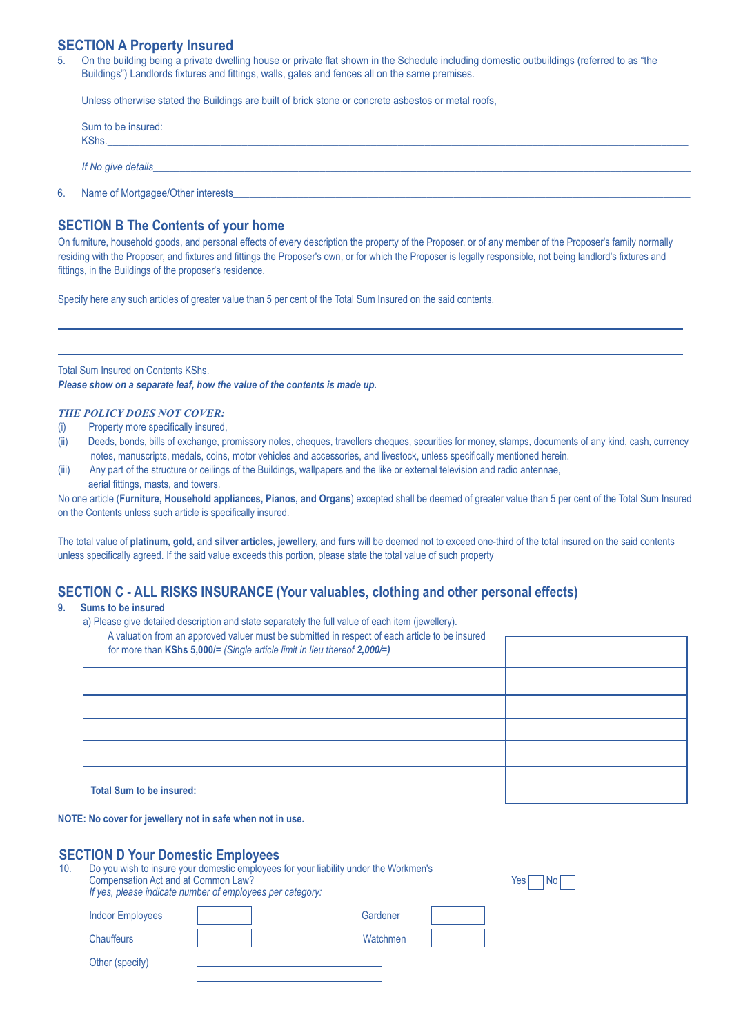## SECTION A Property Insured

5. On the building being a private dwelling house or private flat shown in the Schedule including domestic outbuildings (referred to as "the Buildings") Landlords fixtures and fittings, walls, gates and fences all on the same premises.

   Unless otherwise stated the Buildings are built of brick stone or concrete asbestos or metal roofs,

   Sum to be insured:
   KShs.\_\_\_\_\_\_\_\_\_\_\_\_\_\_\_\_\_\_\_\_\_\_\_\_\_\_\_\_\_\_\_\_\_\_\_\_\_\_\_\_

   *If No give details*\_\_\_\_\_\_\_\_\_\_\_\_\_\_\_\_\_\_\_\_\_\_\_\_\_\_\_\_\_\_\_\_\_\_\_\_\_\_\_\_

6. Name of Mortgagee/Other interests\_\_\_\_\_\_\_\_\_\_\_\_\_\_\_\_\_\_\_\_\_\_\_\_\_\_\_\_\_\_\_\_\_\_\_\_\_\_\_\_

## SECTION B The Contents of your home

On furniture, household goods, and personal effects of every description the property of the Proposer. or of any member of the Proposer's family normally residing with the Proposer, and fixtures and fittings the Proposer's own, or for which the Proposer is legally responsible, not being landlord's fixtures and fittings, in the Buildings of the proposer's residence.

Specify here any such articles of greater value than 5 per cent of the Total Sum Insured on the said contents.

\_\_\_\_\_\_\_\_\_\_\_\_\_\_\_\_\_\_\_\_\_\_\_\_\_\_\_\_\_\_\_\_\_\_\_\_\_\_\_\_

\_\_\_\_\_\_\_\_\_\_\_\_\_\_\_\_\_\_\_\_\_\_\_\_\_\_\_\_\_\_\_\_\_\_\_\_\_\_\_\_

Total Sum Insured on Contents KShs.

***Please show on a separate leaf, how the value of the contents is made up.***

***THE POLICY DOES NOT COVER:***

(i) Property more specifically insured,

(ii) Deeds, bonds, bills of exchange, promissory notes, cheques, travellers cheques, securities for money, stamps, documents of any kind, cash, currency notes, manuscripts, medals, coins, motor vehicles and accessories, and livestock, unless specifically mentioned herein.

(iii) Any part of the structure or ceilings of the Buildings, wallpapers and the like or external television and radio antennae, aerial fittings, masts, and towers.

No one article (**Furniture, Household appliances, Pianos, and Organs**) excepted shall be deemed of greater value than 5 per cent of the Total Sum Insured on the Contents unless such article is specifically insured.

The total value of **platinum, gold,** and **silver articles, jewellery,** and **furs** will be deemed not to exceed one-third of the total insured on the said contents unless specifically agreed. If the said value exceeds this portion, please state the total value of such property

## SECTION C - ALL RISKS INSURANCE (Your valuables, clothing and other personal effects)

**9. Sums to be insured**

a) Please give detailed description and state separately the full value of each item (jewellery).
A valuation from an approved valuer must be submitted in respect of each article to be insured for more than **KShs 5,000/=** *(Single article limit in lieu thereof **2,000/=**)*

| | |
|---|---|
| | |
| | |
| | |
| | |
| **Total Sum to be insured:** | |

**NOTE: No cover for jewellery not in safe when not in use.**

## SECTION D Your Domestic Employees

10. Do you wish to insure your domestic employees for your liability under the Workmen's Compensation Act and at Common Law? Yes ☐ No ☐
*If yes, please indicate number of employees per category:*

| | | | |
|---|---|---|---|
| Indoor Employees | | Gardener | |
| Chauffeurs | | Watchmen | |

Other (specify) \_\_\_\_\_\_\_\_\_\_\_\_\_\_\_\_\_\_\_\_

\_\_\_\_\_\_\_\_\_\_\_\_\_\_\_\_\_\_\_\_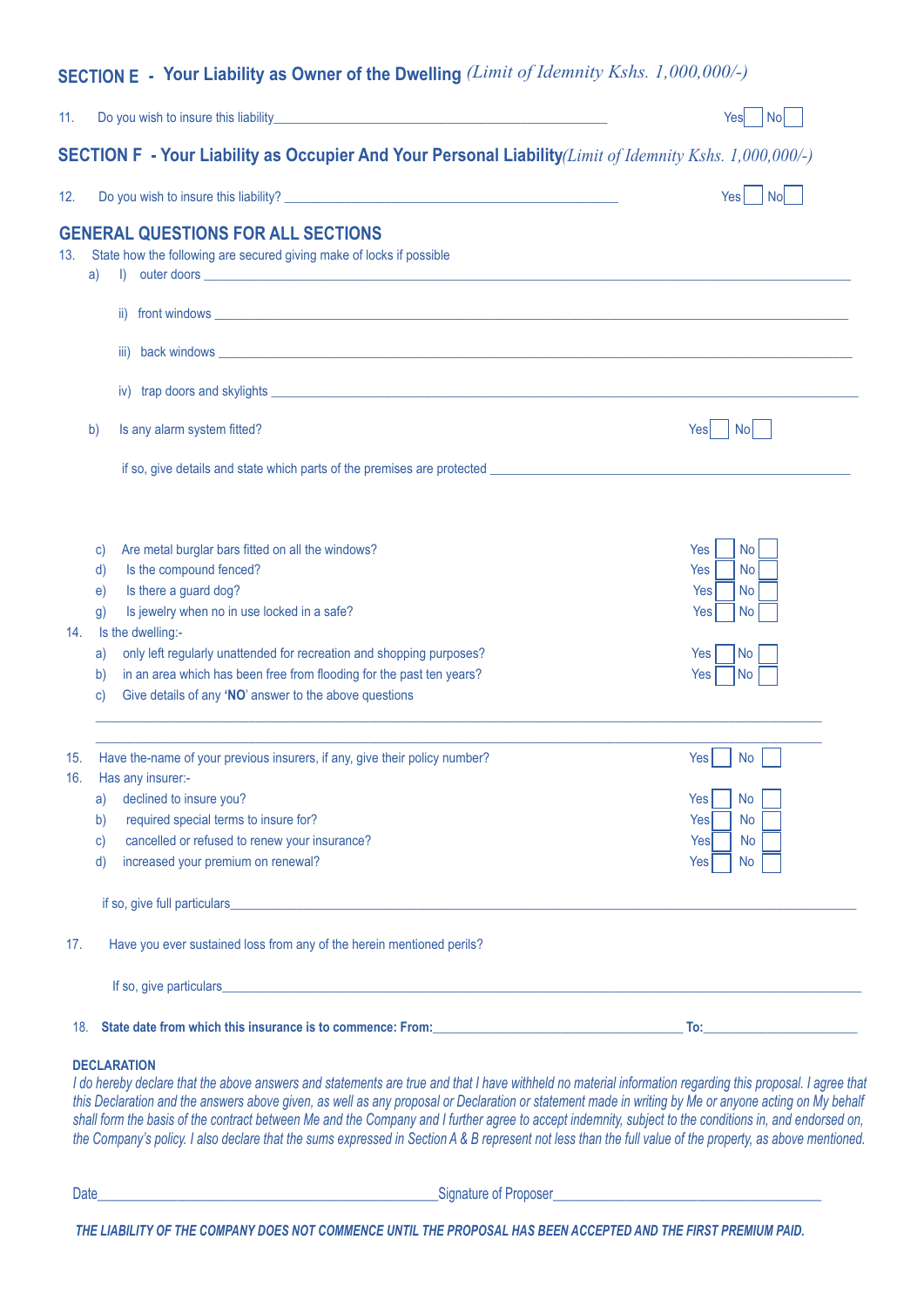## SECTION E - Your Liability as Owner of the Dwelling *(Limit of Idemnity Kshs. 1,000,000/-)*

11. Do you wish to insure this liability\_\_\_\_\_\_\_\_\_\_\_\_\_\_\_\_\_\_\_\_\_\_\_\_\_\_\_\_\_\_ Yes ☐ No ☐

## SECTION F - Your Liability as Occupier And Your Personal Liability *(Limit of Idemnity Kshs. 1,000,000/-)*

12. Do you wish to insure this liability? \_\_\_\_\_\_\_\_\_\_\_\_\_\_\_\_\_\_\_\_\_\_\_\_\_\_\_\_\_\_ Yes ☐ No ☐

## GENERAL QUESTIONS FOR ALL SECTIONS

13. State how the following are secured giving make of locks if possible
    a) I) outer doors \_\_\_\_\_\_\_\_\_\_\_\_\_\_\_\_\_\_\_\_\_\_\_\_\_\_\_\_\_\_

       ii) front windows \_\_\_\_\_\_\_\_\_\_\_\_\_\_\_\_\_\_\_\_\_\_\_\_\_\_\_\_\_\_

       iii) back windows \_\_\_\_\_\_\_\_\_\_\_\_\_\_\_\_\_\_\_\_\_\_\_\_\_\_\_\_\_\_

       iv) trap doors and skylights \_\_\_\_\_\_\_\_\_\_\_\_\_\_\_\_\_\_\_\_\_\_\_\_\_\_\_\_\_\_

    b) Is any alarm system fitted? Yes ☐ No ☐

       if so, give details and state which parts of the premises are protected \_\_\_\_\_\_\_\_\_\_\_\_\_\_\_\_\_\_\_\_\_\_\_\_\_\_\_\_\_\_

    c) Are metal burglar bars fitted on all the windows? Yes ☐ No ☐
    d) Is the compound fenced? Yes ☐ No ☐
    e) Is there a guard dog? Yes ☐ No ☐
    g) Is jewelry when no in use locked in a safe? Yes ☐ No ☐

14. Is the dwelling:-
    a) only left regularly unattended for recreation and shopping purposes? Yes ☐ No ☐
    b) in an area which has been free from flooding for the past ten years? Yes ☐ No ☐
    c) Give details of any **'NO'** answer to the above questions

    \_\_\_\_\_\_\_\_\_\_\_\_\_\_\_\_\_\_\_\_\_\_\_\_\_\_\_\_\_\_

    \_\_\_\_\_\_\_\_\_\_\_\_\_\_\_\_\_\_\_\_\_\_\_\_\_\_\_\_\_\_

15. Have the-name of your previous insurers, if any, give their policy number? Yes ☐ No ☐
16. Has any insurer:-
    a) declined to insure you? Yes ☐ No ☐
    b) required special terms to insure for? Yes ☐ No ☐
    c) cancelled or refused to renew your insurance? Yes ☐ No ☐
    d) increased your premium on renewal? Yes ☐ No ☐

    if so, give full particulars\_\_\_\_\_\_\_\_\_\_\_\_\_\_\_\_\_\_\_\_\_\_\_\_\_\_\_\_\_\_

17. Have you ever sustained loss from any of the herein mentioned perils?

    If so, give particulars\_\_\_\_\_\_\_\_\_\_\_\_\_\_\_\_\_\_\_\_\_\_\_\_\_\_\_\_\_\_

18. **State date from which this insurance is to commence: From:\_\_\_\_\_\_\_\_\_\_\_\_\_\_\_\_\_\_\_\_ To:\_\_\_\_\_\_\_\_\_\_\_\_\_\_\_\_\_\_\_\_**

**DECLARATION**

*I do hereby declare that the above answers and statements are true and that I have withheld no material information regarding this proposal. I agree that this Declaration and the answers above given, as well as any proposal or Declaration or statement made in writing by Me or anyone acting on My behalf shall form the basis of the contract between Me and the Company and I further agree to accept indemnity, subject to the conditions in, and endorsed on, the Company's policy. I also declare that the sums expressed in Section A & B represent not less than the full value of the property, as above mentioned.*

Date\_\_\_\_\_\_\_\_\_\_\_\_\_\_\_\_\_\_\_\_\_\_\_\_\_\_\_\_\_\_ Signature of Proposer\_\_\_\_\_\_\_\_\_\_\_\_\_\_\_\_\_\_\_\_\_\_\_\_\_\_\_\_\_\_

***THE LIABILITY OF THE COMPANY DOES NOT COMMENCE UNTIL THE PROPOSAL HAS BEEN ACCEPTED AND THE FIRST PREMIUM PAID.***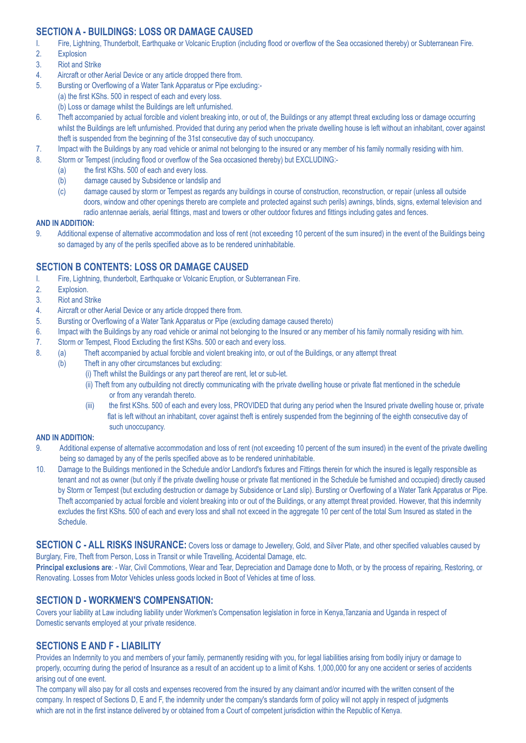## SECTION A - BUILDINGS: LOSS OR DAMAGE CAUSED

I. Fire, Lightning, Thunderbolt, Earthquake or Volcanic Eruption (including flood or overflow of the Sea occasioned thereby) or Subterranean Fire.
2. Explosion
3. Riot and Strike
4. Aircraft or other Aerial Device or any article dropped there from.
5. Bursting or Overflowing of a Water Tank Apparatus or Pipe excluding:-
   (a) the first KShs. 500 in respect of each and every loss.
   (b) Loss or damage whilst the Buildings are left unfurnished.
6. Theft accompanied by actual forcible and violent breaking into, or out of, the Buildings or any attempt threat excluding loss or damage occurring whilst the Buildings are left unfurnished. Provided that during any period when the private dwelling house is left without an inhabitant, cover against theft is suspended from the beginning of the 31st consecutive day of such unoccupancy.
7. Impact with the Buildings by any road vehicle or animal not belonging to the insured or any member of his family normally residing with him.
8. Storm or Tempest (including flood or overflow of the Sea occasioned thereby) but EXCLUDING:-
   (a) the first KShs. 500 of each and every loss.
   (b) damage caused by Subsidence or landslip and
   (c) damage caused by storm or Tempest as regards any buildings in course of construction, reconstruction, or repair (unless all outside doors, window and other openings thereto are complete and protected against such perils) awnings, blinds, signs, external television and radio antennae aerials, aerial fittings, mast and towers or other outdoor fixtures and fittings including gates and fences.

**AND IN ADDITION:**

9. Additional expense of alternative accommodation and loss of rent (not exceeding 10 percent of the sum insured) in the event of the Buildings being so damaged by any of the perils specified above as to be rendered uninhabitable.

## SECTION B CONTENTS: LOSS OR DAMAGE CAUSED

I. Fire, Lightning, thunderbolt, Earthquake or Volcanic Eruption, or Subterranean Fire.
2. Explosion.
3. Riot and Strike
4. Aircraft or other Aerial Device or any article dropped there from.
5. Bursting or Overflowing of a Water Tank Apparatus or Pipe (excluding damage caused thereto)
6. Impact with the Buildings by any road vehicle or animal not belonging to the Insured or any member of his family normally residing with him.
7. Storm or Tempest, Flood Excluding the first KShs. 500 or each and every loss.
8. (a) Theft accompanied by actual forcible and violent breaking into, or out of the Buildings, or any attempt threat
   (b) Theft in any other circumstances but excluding:
      (i) Theft whilst the Buildings or any part thereof are rent, let or sub-let.
      (ii) Theft from any outbuilding not directly communicating with the private dwelling house or private flat mentioned in the schedule or from any verandah thereto.
      (iii) the first KShs. 500 of each and every loss, PROVIDED that during any period when the Insured private dwelling house or, private flat is left without an inhabitant, cover against theft is entirely suspended from the beginning of the eighth consecutive day of such unoccupancy.

**AND IN ADDITION:**

9. Additional expense of alternative accommodation and loss of rent (not exceeding 10 percent of the sum insured) in the event of the private dwelling being so damaged by any of the perils specified above as to be rendered uninhabitable.
10. Damage to the Buildings mentioned in the Schedule and/or Landlord's fixtures and Fittings therein for which the insured is legally responsible as tenant and not as owner (but only if the private dwelling house or private flat mentioned in the Schedule be furnished and occupied) directly caused by Storm or Tempest (but excluding destruction or damage by Subsidence or Land slip). Bursting or Overflowing of a Water Tank Apparatus or Pipe. Theft accompanied by actual forcible and violent breaking into or out of the Buildings, or any attempt threat provided. However, that this indemnity excludes the first KShs. 500 of each and every loss and shall not exceed in the aggregate 10 per cent of the total Sum Insured as stated in the Schedule.

**SECTION C - ALL RISKS INSURANCE:** Covers loss or damage to Jewellery, Gold, and Silver Plate, and other specified valuables caused by Burglary, Fire, Theft from Person, Loss in Transit or while Travelling, Accidental Damage, etc.

**Principal exclusions are**: - War, Civil Commotions, Wear and Tear, Depreciation and Damage done to Moth, or by the process of repairing, Restoring, or Renovating. Losses from Motor Vehicles unless goods locked in Boot of Vehicles at time of loss.

## SECTION D - WORKMEN'S COMPENSATION:

Covers your liability at Law including liability under Workmen's Compensation legislation in force in Kenya,Tanzania and Uganda in respect of Domestic servants employed at your private residence.

## SECTIONS E AND F - LIABILITY

Provides an Indemnity to you and members of your family, permanently residing with you, for legal liabilities arising from bodily injury or damage to properly, occurring during the period of Insurance as a result of an accident up to a limit of Kshs. 1,000,000 for any one accident or series of accidents arising out of one event.

The company will also pay for all costs and expenses recovered from the insured by any claimant and/or incurred with the written consent of the company. In respect of Sections D, E and F, the indemnity under the company's standards form of policy will not apply in respect of judgments which are not in the first instance delivered by or obtained from a Court of competent jurisdiction within the Republic of Kenya.